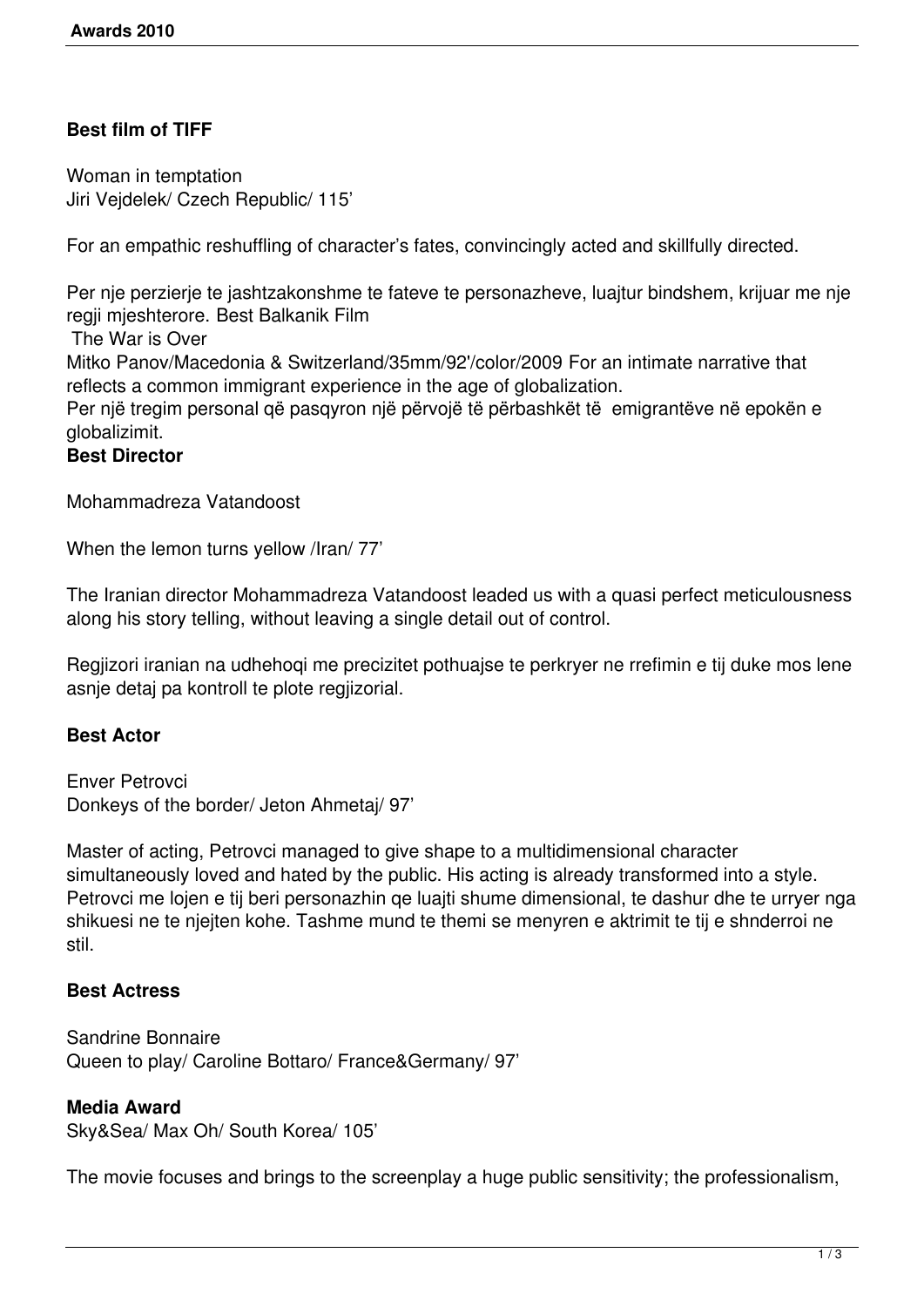**Best film of TIFF**

Woman in temptation
Jiri Vejdelek/ Czech Republic/ 115'

For an empathic reshuffling of character's fates, convincingly acted and skillfully directed.

Per nje perzierje te jashtzakonshme te fateve te personazheve, luajtur bindshem, krijuar me nje regji mjeshterore. Best Balkanik Film
The War is Over
Mitko Panov/Macedonia & Switzerland/35mm/92'/color/2009 For an intimate narrative that reflects a common immigrant experience in the age of globalization.
Per një tregim personal që pasqyron një përvojë të përbashkët të emigrantëve në epokën e globalizimit.

**Best Director**

Mohammadreza Vatandoost

When the lemon turns yellow /Iran/ 77'

The Iranian director Mohammadreza Vatandoost leaded us with a quasi perfect meticulousness along his story telling, without leaving a single detail out of control.

Regjizori iranian na udhehoqi me precizitet pothuajse te perkryer ne rrefimin e tij duke mos lene asnje detaj pa kontroll te plote regjizorial.

**Best Actor**

Enver Petrovci
Donkeys of the border/ Jeton Ahmetaj/ 97'

Master of acting, Petrovci managed to give shape to a multidimensional character simultaneously loved and hated by the public. His acting is already transformed into a style.
Petrovci me lojen e tij beri personazhin qe luajti shume dimensional, te dashur dhe te urryer nga shikuesi ne te njejten kohe. Tashme mund te themi se menyren e aktrimit te tij e shnderroi ne stil.

**Best Actress**

Sandrine Bonnaire
Queen to play/ Caroline Bottaro/ France&Germany/ 97'

**Media Award**
Sky&Sea/ Max Oh/ South Korea/ 105'

The movie focuses and brings to the screenplay a huge public sensitivity; the professionalism,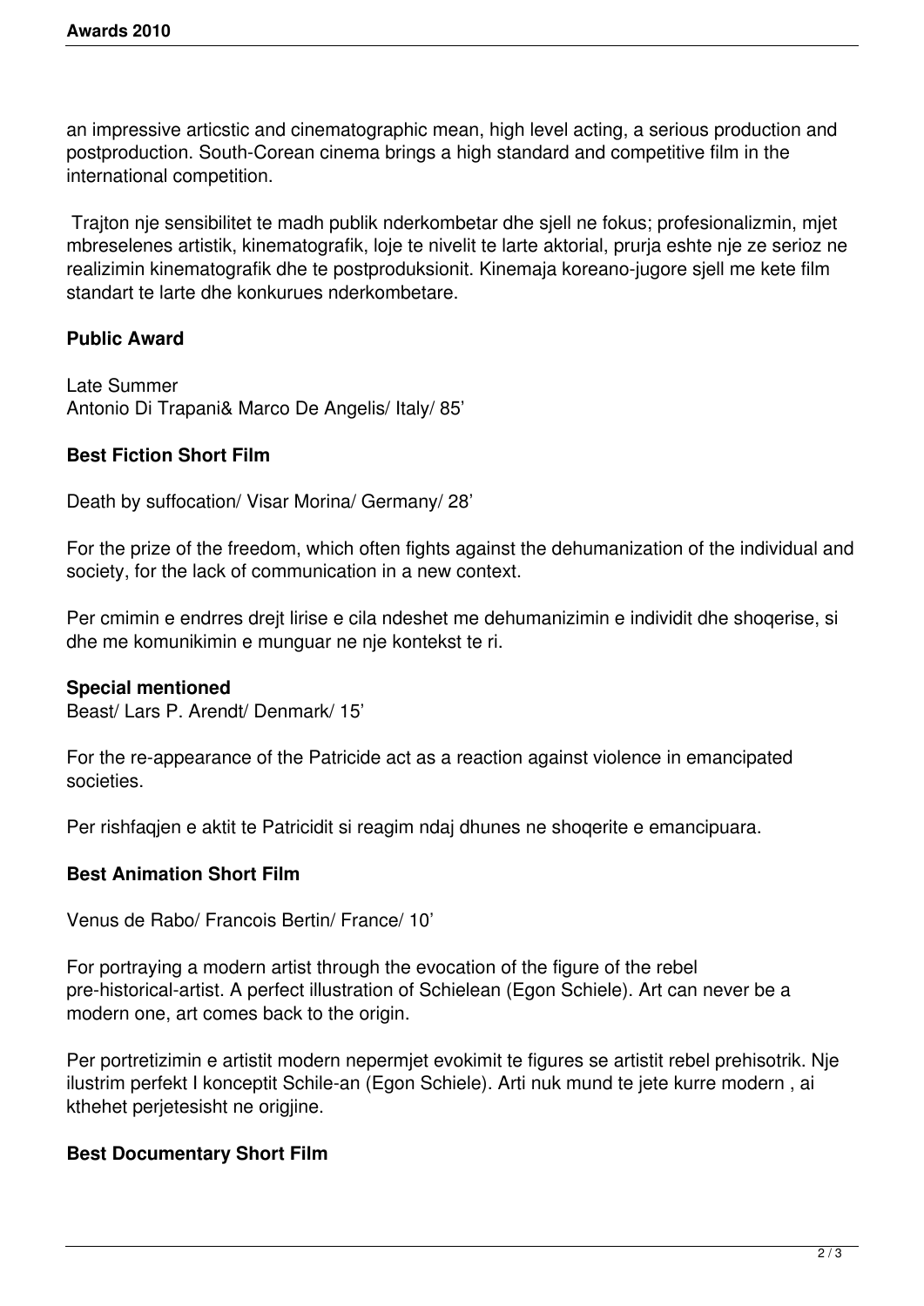an impressive articstic and cinematographic mean, high level acting, a serious production and postproduction. South-Corean cinema brings a high standard and competitive film in the international competition.

Trajton nje sensibilitet te madh publik nderkombetar dhe sjell ne fokus; profesionalizmin, mjet mbreselenes artistik, kinematografik, loje te nivelit te larte aktorial, prurja eshte nje ze serioz ne realizimin kinematografik dhe te postproduksionit. Kinemaja koreano-jugore sjell me kete film standart te larte dhe konkurues nderkombetare.

**Public Award**

Late Summer
Antonio Di Trapani& Marco De Angelis/ Italy/ 85'

**Best Fiction Short Film**

Death by suffocation/ Visar Morina/ Germany/ 28'

For the prize of the freedom, which often fights against the dehumanization of the individual and society, for the lack of communication in a new context.

Per cmimin e endrres drejt lirise e cila ndeshet me dehumanizimin e individit dhe shoqerise, si dhe me komunikimin e munguar ne nje kontekst te ri.

**Special mentioned**
Beast/ Lars P. Arendt/ Denmark/ 15'

For the re-appearance of the Patricide act as a reaction against violence in emancipated societies.

Per rishfaqjen e aktit te Patricidit si reagim ndaj dhunes ne shoqerite e emancipuara.

**Best Animation Short Film**

Venus de Rabo/ Francois Bertin/ France/ 10'

For portraying a modern artist through the evocation of the figure of the rebel pre-historical-artist. A perfect illustration of Schielean (Egon Schiele). Art can never be a modern one, art comes back to the origin.

Per portretizimin e artistit modern nepermjet evokimit te figures se artistit rebel prehisotrik. Nje ilustrim perfekt I konceptit Schile-an (Egon Schiele). Arti nuk mund te jete kurre modern , ai kthehet perjetesisht ne origjine.

**Best Documentary Short Film**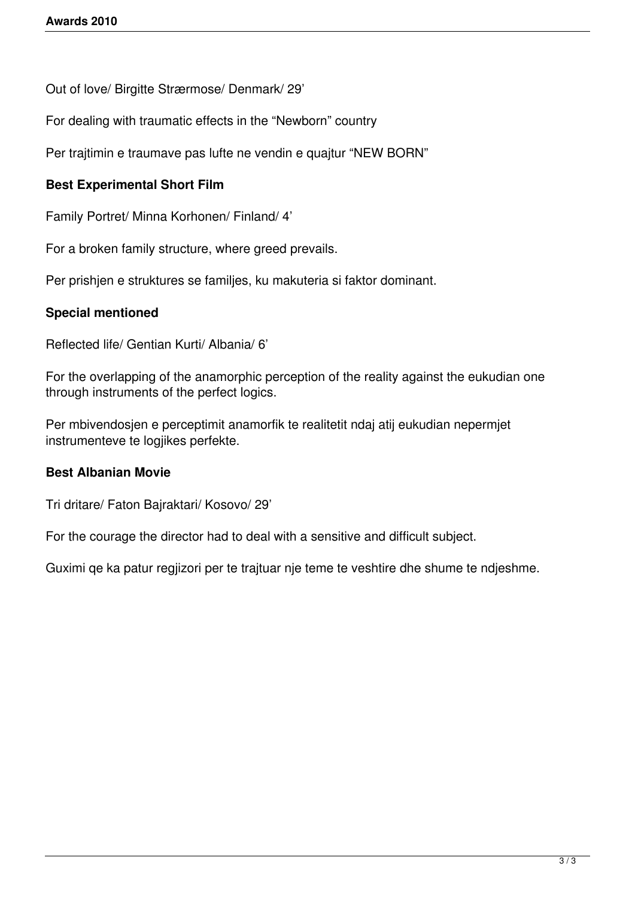Out of love/ Birgitte Strærmose/ Denmark/ 29'

For dealing with traumatic effects in the "Newborn" country

Per trajtimin e traumave pas lufte ne vendin e quajtur "NEW BORN"

**Best Experimental Short Film**

Family Portret/ Minna Korhonen/ Finland/ 4'

For a broken family structure, where greed prevails.

Per prishjen e struktures se familjes, ku makuteria si faktor dominant.

**Special mentioned**

Reflected life/ Gentian Kurti/ Albania/ 6'

For the overlapping of the anamorphic perception of the reality against the eukudian one through instruments of the perfect logics.

Per mbivendosjen e perceptimit anamorfik te realitetit ndaj atij eukudian nepermjet instrumenteve te logjikes perfekte.

**Best Albanian Movie**

Tri dritare/ Faton Bajraktari/ Kosovo/ 29'

For the courage the director had to deal with a sensitive and difficult subject.

Guximi qe ka patur regjizori per te trajtuar nje teme te veshtire dhe shume te ndjeshme.